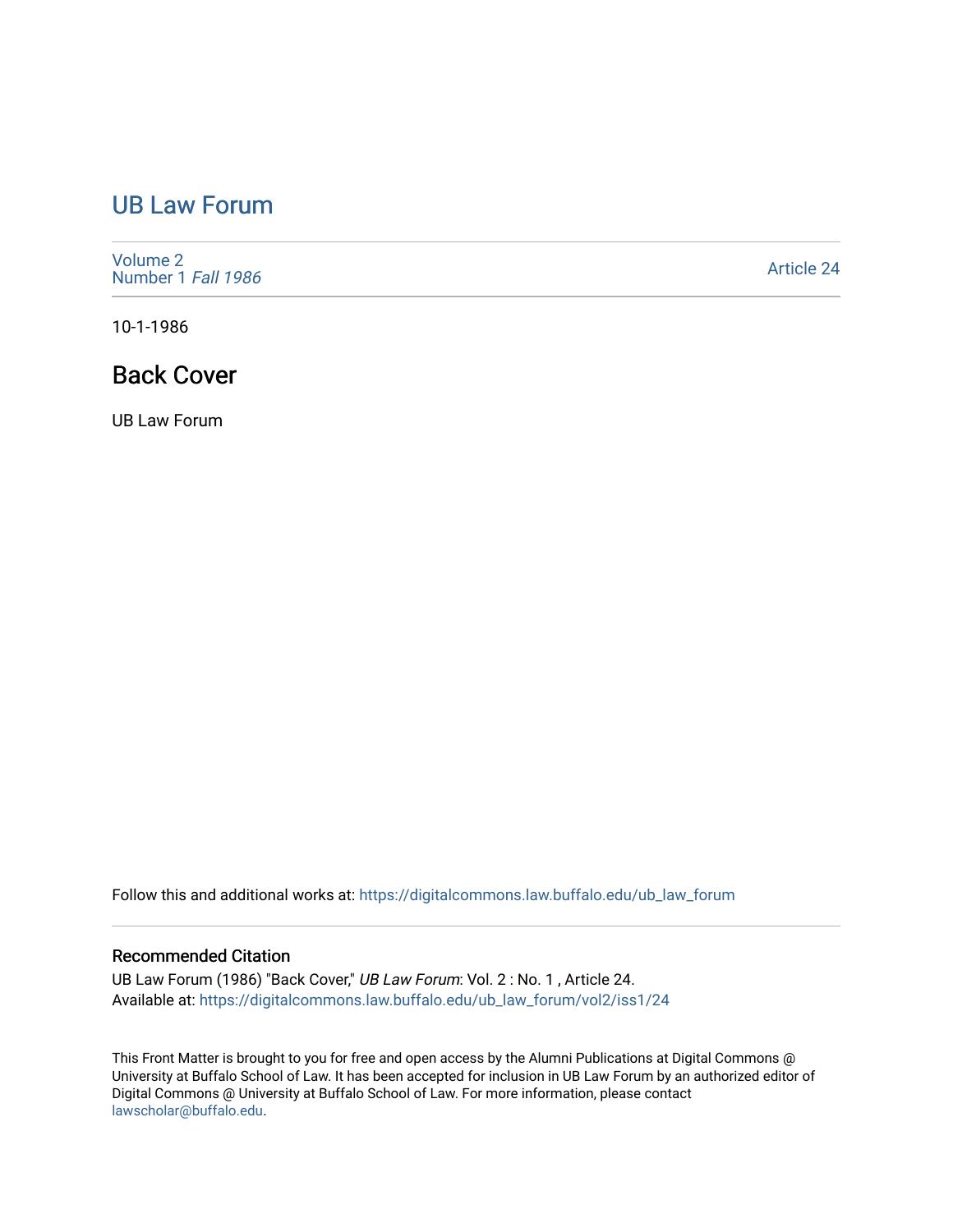# UB Law Forum

Volume 2
Number 1 *Fall 1986*

Article 24

10-1-1986

## Back Cover

UB Law Forum

Follow this and additional works at: https://digitalcommons.law.buffalo.edu/ub_law_forum

### Recommended Citation

UB Law Forum (1986) "Back Cover," *UB Law Forum*: Vol. 2 : No. 1 , Article 24.
Available at: https://digitalcommons.law.buffalo.edu/ub_law_forum/vol2/iss1/24

This Front Matter is brought to you for free and open access by the Alumni Publications at Digital Commons @ University at Buffalo School of Law. It has been accepted for inclusion in UB Law Forum by an authorized editor of Digital Commons @ University at Buffalo School of Law. For more information, please contact lawscholar@buffalo.edu.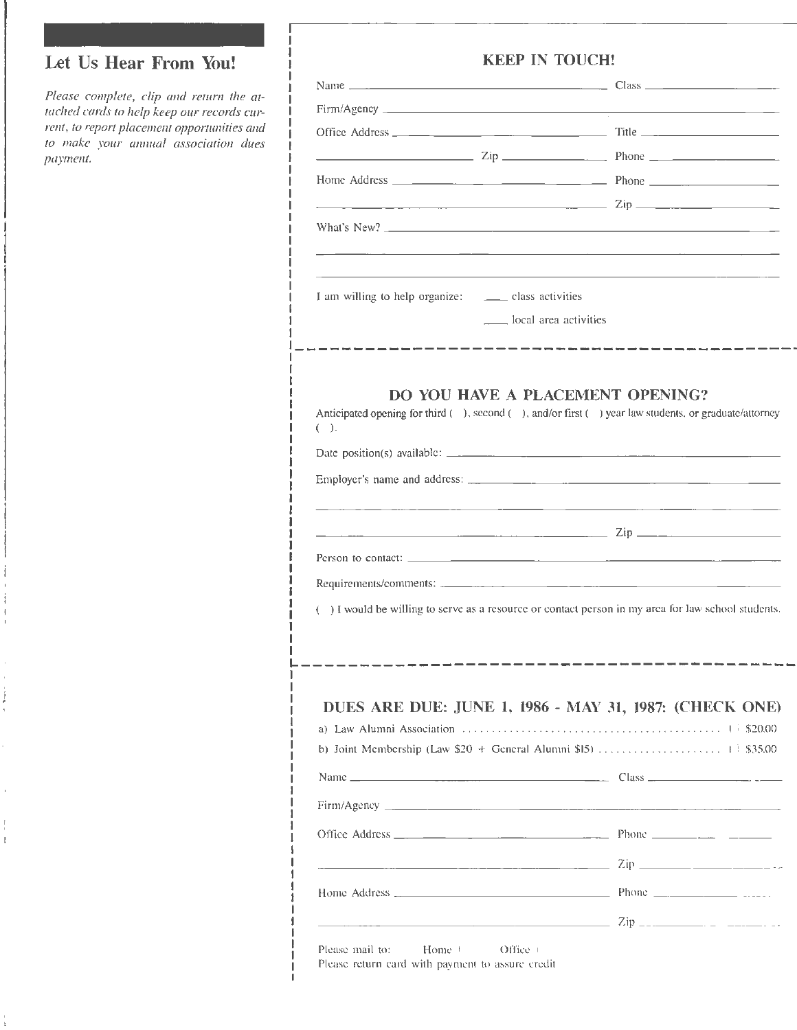## Let Us Hear From You!

*Please complete, clip and return the attached cards to help keep our records current, to report placement opportunities and to make your annual association dues payment.*

### KEEP IN TOUCH!

Name ______________________ Class ______________

Firm/Agency ______________________________________

Office Address ______________________ Title ______________

______________ Zip ______________ Phone ______________

Home Address ______________________ Phone ______________

______________________________ Zip ______________

What's New? ______________________________________

__________________________________________________

__________________________________________________

I am willing to help organize: ____ class activities

____ local area activities

### DO YOU HAVE A PLACEMENT OPENING?

Anticipated opening for third ( ), second ( ), and/or first ( ) year law students, or graduate/attorney ( ).

Date position(s) available: ______________________________

Employer's name and address: ______________________________

__________________________________________________

______________________________ Zip ______________

Person to contact: ______________________________

Requirements/comments: ______________________________

( ) I would be willing to serve as a resource or contact person in my area for law school students.

### DUES ARE DUE: JUNE 1, 1986 - MAY 31, 1987: (CHECK ONE)

a) Law Alumni Association ........................................ ( ) $20.00

b) Joint Membership (Law $20 + General Alumni $15) .................... ( ) $35.00

Name ______________________ Class ______________

Firm/Agency ______________________________________

Office Address ______________________ Phone ______________

______________________________ Zip ______________

Home Address ______________________ Phone ______________

______________________________ Zip ______________

Please mail to: Home ( ) Office ( )

Please return card with payment to assure credit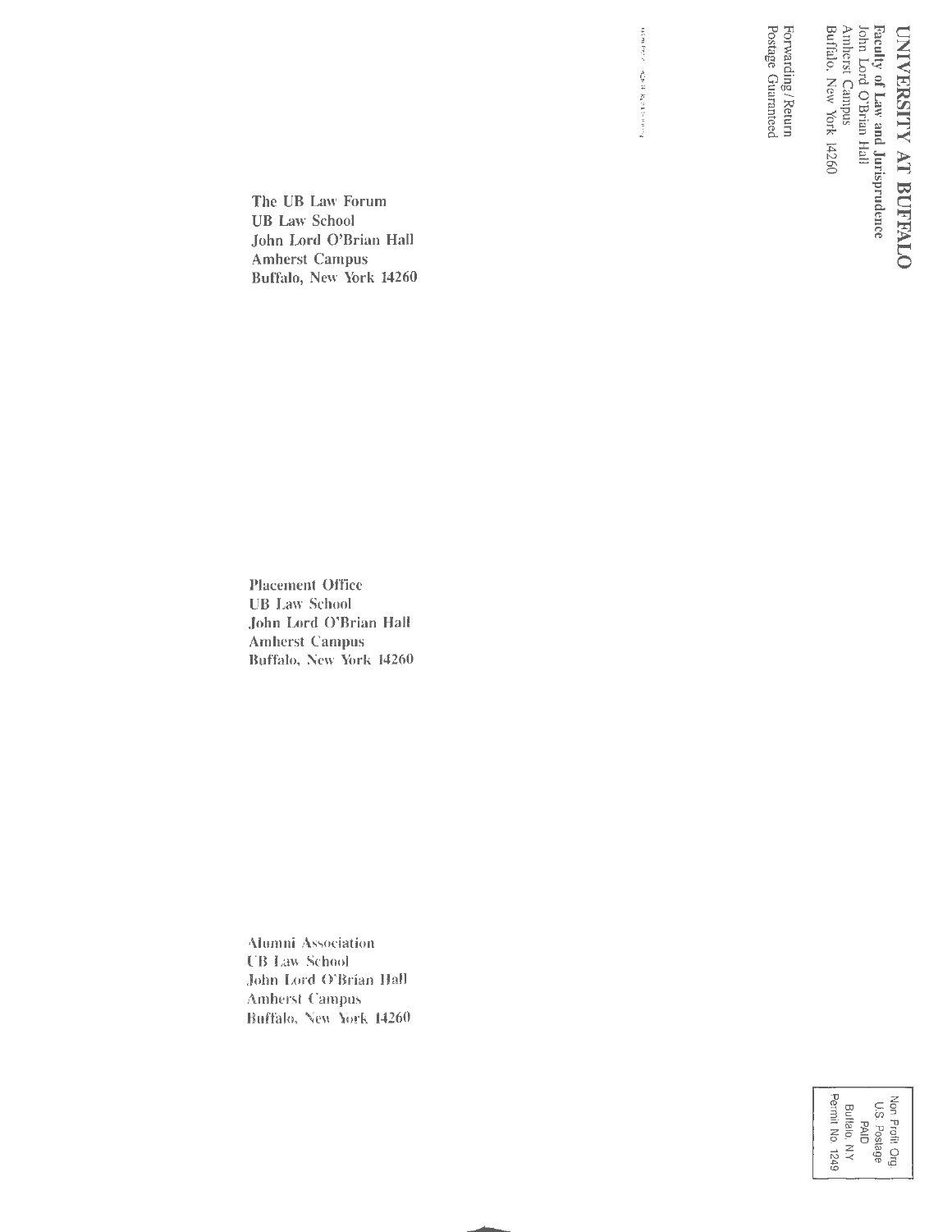UNIVERSITY AT BUFFALO

**Faculty of Law and Jurisprudence**
John Lord O'Brian Hall
Amherst Campus
Buffalo, New York 14260

Forwarding / Return
Postage Guaranteed

Non Profit Org
U.S. Postage
PAID
Buffalo, NY
Permit No. 1249

**The UB Law Forum**
**UB Law School**
**John Lord O'Brian Hall**
**Amherst Campus**
**Buffalo, New York 14260**

**Placement Office**
**UB Law School**
**John Lord O'Brian Hall**
**Amherst Campus**
**Buffalo, New York 14260**

**Alumni Association**
**UB Law School**
**John Lord O'Brian Hall**
**Amherst Campus**
**Buffalo, New York 14260**